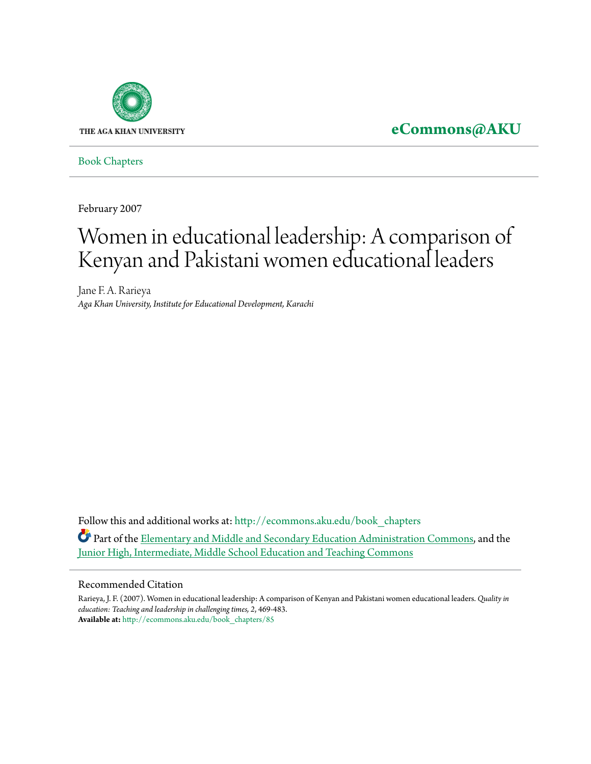THE AGA KHAN UNIVERSITY

**eCommons@AKU**

Book Chapters

February 2007

# Women in educational leadership: A comparison of Kenyan and Pakistani women educational leaders

Jane F. A. Rarieya
*Aga Khan University, Institute for Educational Development, Karachi*

Follow this and additional works at: http://ecommons.aku.edu/book_chapters

Part of the Elementary and Middle and Secondary Education Administration Commons, and the Junior High, Intermediate, Middle School Education and Teaching Commons

## Recommended Citation

Rarieya, J. F. (2007). Women in educational leadership: A comparison of Kenyan and Pakistani women educational leaders. *Quality in education: Teaching and leadership in challenging times, 2*, 469-483.
**Available at:** http://ecommons.aku.edu/book_chapters/85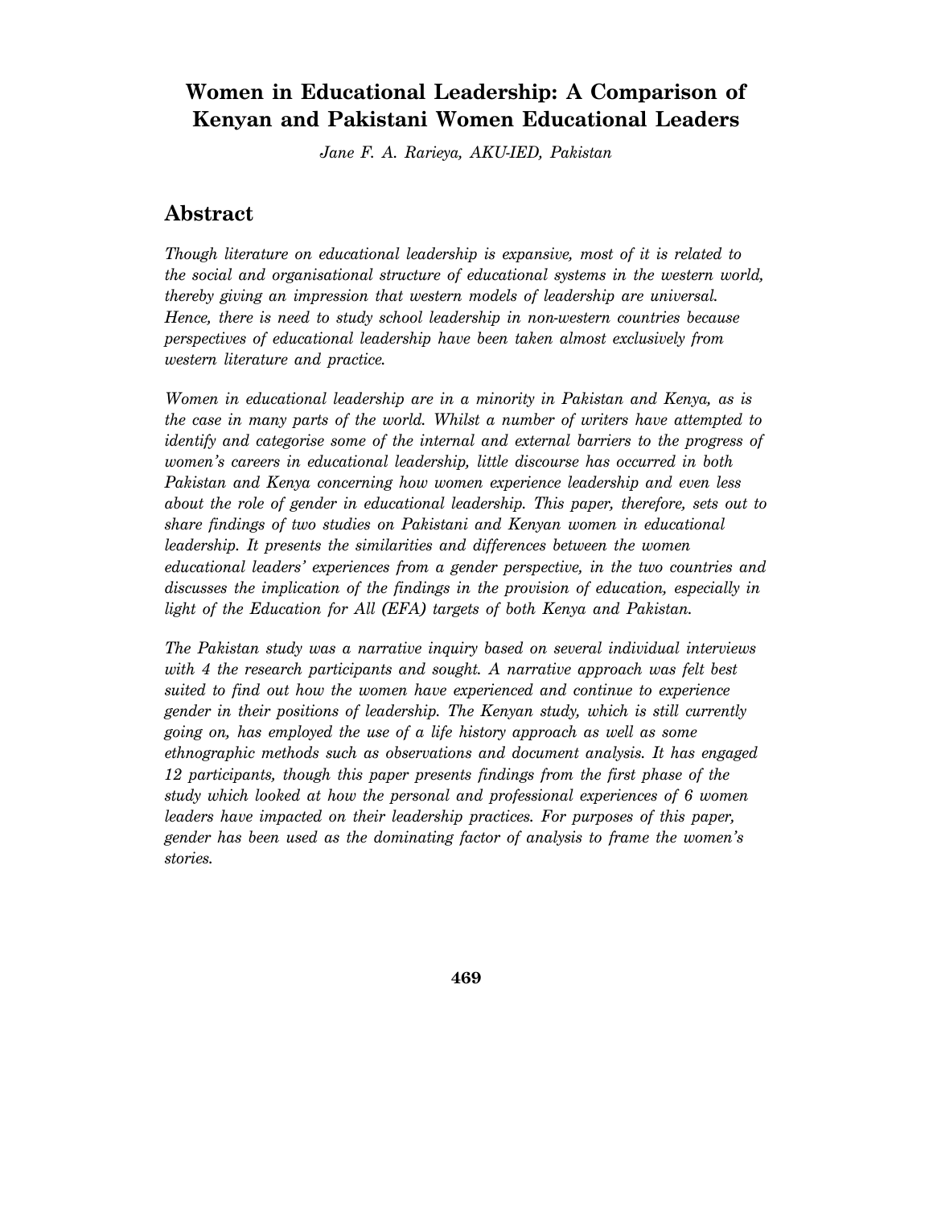# Women in Educational Leadership: A Comparison of Kenyan and Pakistani Women Educational Leaders

*Jane F. A. Rarieya, AKU-IED, Pakistan*

## Abstract

*Though literature on educational leadership is expansive, most of it is related to the social and organisational structure of educational systems in the western world, thereby giving an impression that western models of leadership are universal. Hence, there is need to study school leadership in non-western countries because perspectives of educational leadership have been taken almost exclusively from western literature and practice.*

*Women in educational leadership are in a minority in Pakistan and Kenya, as is the case in many parts of the world. Whilst a number of writers have attempted to identify and categorise some of the internal and external barriers to the progress of women's careers in educational leadership, little discourse has occurred in both Pakistan and Kenya concerning how women experience leadership and even less about the role of gender in educational leadership. This paper, therefore, sets out to share findings of two studies on Pakistani and Kenyan women in educational leadership. It presents the similarities and differences between the women educational leaders' experiences from a gender perspective, in the two countries and discusses the implication of the findings in the provision of education, especially in light of the Education for All (EFA) targets of both Kenya and Pakistan.*

*The Pakistan study was a narrative inquiry based on several individual interviews with 4 the research participants and sought. A narrative approach was felt best suited to find out how the women have experienced and continue to experience gender in their positions of leadership. The Kenyan study, which is still currently going on, has employed the use of a life history approach as well as some ethnographic methods such as observations and document analysis. It has engaged 12 participants, though this paper presents findings from the first phase of the study which looked at how the personal and professional experiences of 6 women leaders have impacted on their leadership practices. For purposes of this paper, gender has been used as the dominating factor of analysis to frame the women's stories.*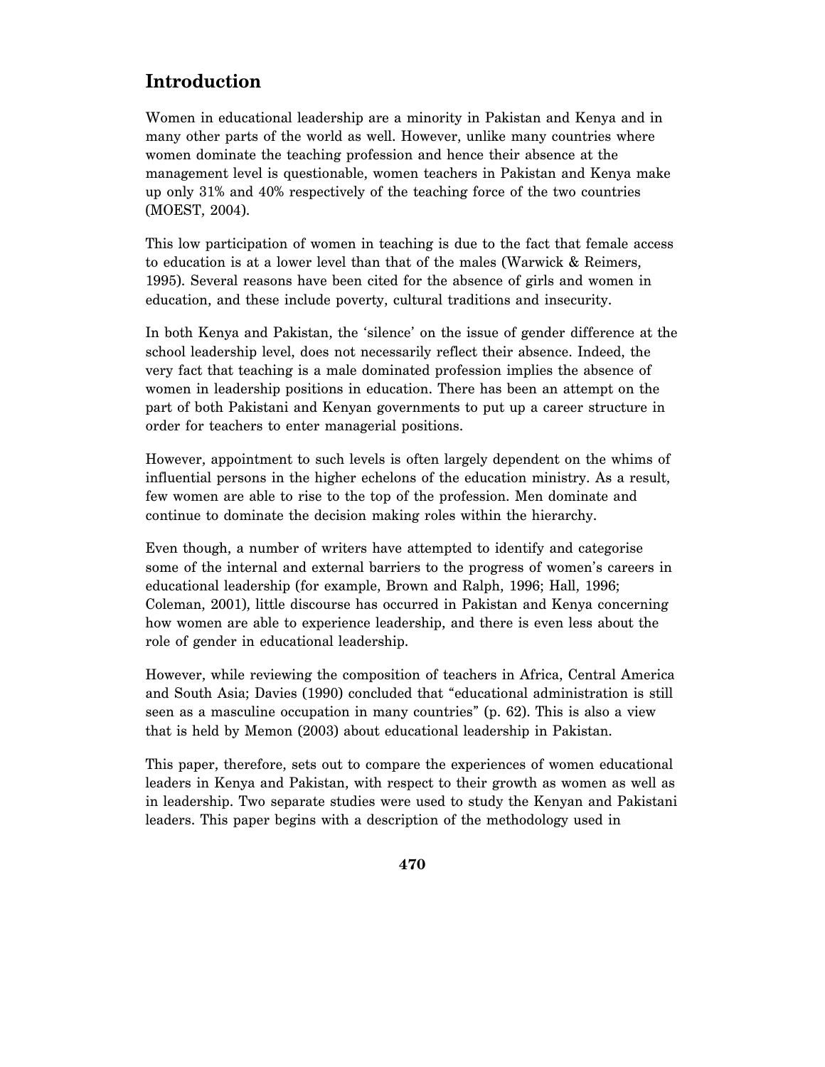## Introduction

Women in educational leadership are a minority in Pakistan and Kenya and in many other parts of the world as well. However, unlike many countries where women dominate the teaching profession and hence their absence at the management level is questionable, women teachers in Pakistan and Kenya make up only 31% and 40% respectively of the teaching force of the two countries (MOEST, 2004).

This low participation of women in teaching is due to the fact that female access to education is at a lower level than that of the males (Warwick & Reimers, 1995). Several reasons have been cited for the absence of girls and women in education, and these include poverty, cultural traditions and insecurity.

In both Kenya and Pakistan, the 'silence' on the issue of gender difference at the school leadership level, does not necessarily reflect their absence. Indeed, the very fact that teaching is a male dominated profession implies the absence of women in leadership positions in education. There has been an attempt on the part of both Pakistani and Kenyan governments to put up a career structure in order for teachers to enter managerial positions.

However, appointment to such levels is often largely dependent on the whims of influential persons in the higher echelons of the education ministry. As a result, few women are able to rise to the top of the profession. Men dominate and continue to dominate the decision making roles within the hierarchy.

Even though, a number of writers have attempted to identify and categorise some of the internal and external barriers to the progress of women's careers in educational leadership (for example, Brown and Ralph, 1996; Hall, 1996; Coleman, 2001), little discourse has occurred in Pakistan and Kenya concerning how women are able to experience leadership, and there is even less about the role of gender in educational leadership.

However, while reviewing the composition of teachers in Africa, Central America and South Asia; Davies (1990) concluded that "educational administration is still seen as a masculine occupation in many countries" (p. 62). This is also a view that is held by Memon (2003) about educational leadership in Pakistan.

This paper, therefore, sets out to compare the experiences of women educational leaders in Kenya and Pakistan, with respect to their growth as women as well as in leadership. Two separate studies were used to study the Kenyan and Pakistani leaders. This paper begins with a description of the methodology used in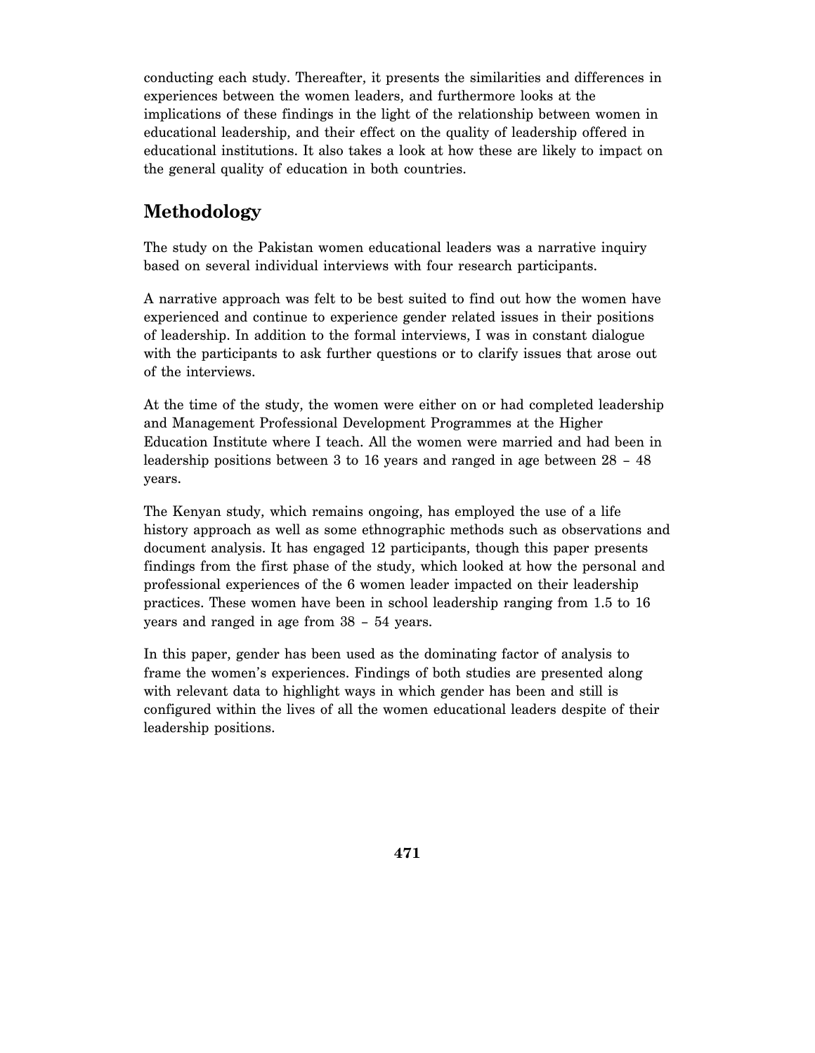conducting each study. Thereafter, it presents the similarities and differences in experiences between the women leaders, and furthermore looks at the implications of these findings in the light of the relationship between women in educational leadership, and their effect on the quality of leadership offered in educational institutions. It also takes a look at how these are likely to impact on the general quality of education in both countries.

## Methodology

The study on the Pakistan women educational leaders was a narrative inquiry based on several individual interviews with four research participants.

A narrative approach was felt to be best suited to find out how the women have experienced and continue to experience gender related issues in their positions of leadership. In addition to the formal interviews, I was in constant dialogue with the participants to ask further questions or to clarify issues that arose out of the interviews.

At the time of the study, the women were either on or had completed leadership and Management Professional Development Programmes at the Higher Education Institute where I teach. All the women were married and had been in leadership positions between 3 to 16 years and ranged in age between 28 – 48 years.

The Kenyan study, which remains ongoing, has employed the use of a life history approach as well as some ethnographic methods such as observations and document analysis. It has engaged 12 participants, though this paper presents findings from the first phase of the study, which looked at how the personal and professional experiences of the 6 women leader impacted on their leadership practices. These women have been in school leadership ranging from 1.5 to 16 years and ranged in age from 38 – 54 years.

In this paper, gender has been used as the dominating factor of analysis to frame the women's experiences. Findings of both studies are presented along with relevant data to highlight ways in which gender has been and still is configured within the lives of all the women educational leaders despite of their leadership positions.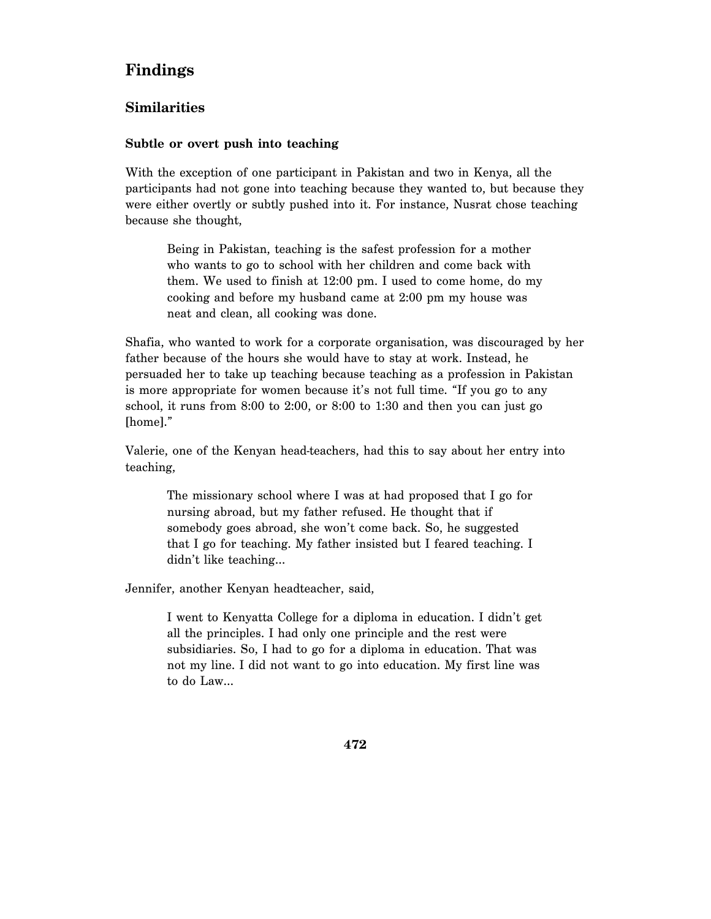## Findings

### Similarities

#### Subtle or overt push into teaching

With the exception of one participant in Pakistan and two in Kenya, all the participants had not gone into teaching because they wanted to, but because they were either overtly or subtly pushed into it. For instance, Nusrat chose teaching because she thought,

> Being in Pakistan, teaching is the safest profession for a mother who wants to go to school with her children and come back with them. We used to finish at 12:00 pm. I used to come home, do my cooking and before my husband came at 2:00 pm my house was neat and clean, all cooking was done.

Shafia, who wanted to work for a corporate organisation, was discouraged by her father because of the hours she would have to stay at work. Instead, he persuaded her to take up teaching because teaching as a profession in Pakistan is more appropriate for women because it's not full time. "If you go to any school, it runs from 8:00 to 2:00, or 8:00 to 1:30 and then you can just go [home]."

Valerie, one of the Kenyan head-teachers, had this to say about her entry into teaching,

> The missionary school where I was at had proposed that I go for nursing abroad, but my father refused. He thought that if somebody goes abroad, she won't come back. So, he suggested that I go for teaching. My father insisted but I feared teaching. I didn't like teaching...

Jennifer, another Kenyan headteacher, said,

> I went to Kenyatta College for a diploma in education. I didn't get all the principles. I had only one principle and the rest were subsidiaries. So, I had to go for a diploma in education. That was not my line. I did not want to go into education. My first line was to do Law...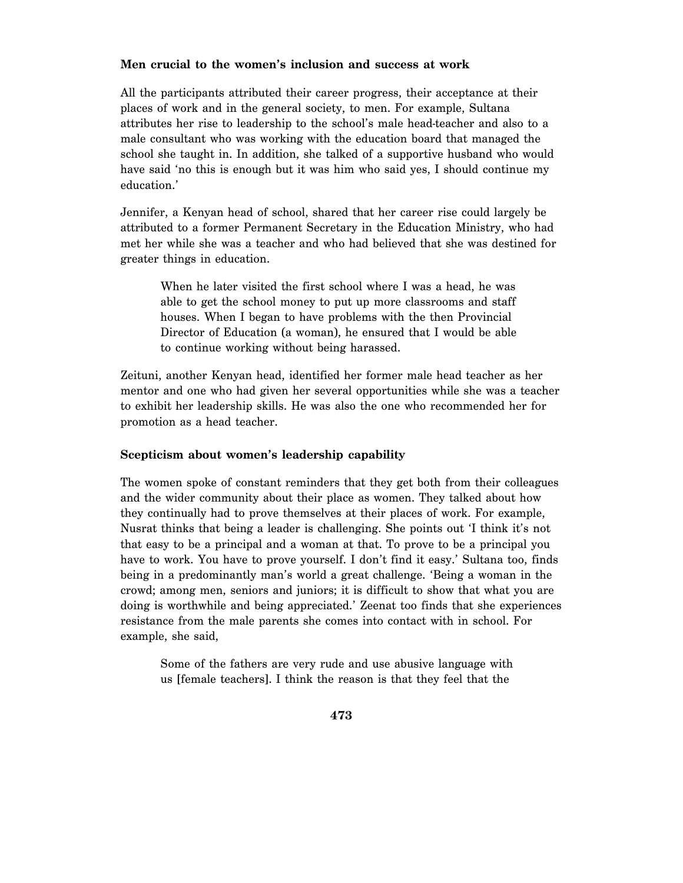### Men crucial to the women's inclusion and success at work

All the participants attributed their career progress, their acceptance at their places of work and in the general society, to men. For example, Sultana attributes her rise to leadership to the school's male head-teacher and also to a male consultant who was working with the education board that managed the school she taught in. In addition, she talked of a supportive husband who would have said 'no this is enough but it was him who said yes, I should continue my education.'

Jennifer, a Kenyan head of school, shared that her career rise could largely be attributed to a former Permanent Secretary in the Education Ministry, who had met her while she was a teacher and who had believed that she was destined for greater things in education.

> When he later visited the first school where I was a head, he was able to get the school money to put up more classrooms and staff houses. When I began to have problems with the then Provincial Director of Education (a woman), he ensured that I would be able to continue working without being harassed.

Zeituni, another Kenyan head, identified her former male head teacher as her mentor and one who had given her several opportunities while she was a teacher to exhibit her leadership skills. He was also the one who recommended her for promotion as a head teacher.

### Scepticism about women's leadership capability

The women spoke of constant reminders that they get both from their colleagues and the wider community about their place as women. They talked about how they continually had to prove themselves at their places of work. For example, Nusrat thinks that being a leader is challenging. She points out 'I think it's not that easy to be a principal and a woman at that. To prove to be a principal you have to work. You have to prove yourself. I don't find it easy.' Sultana too, finds being in a predominantly man's world a great challenge. 'Being a woman in the crowd; among men, seniors and juniors; it is difficult to show that what you are doing is worthwhile and being appreciated.' Zeenat too finds that she experiences resistance from the male parents she comes into contact with in school. For example, she said,

> Some of the fathers are very rude and use abusive language with us [female teachers]. I think the reason is that they feel that the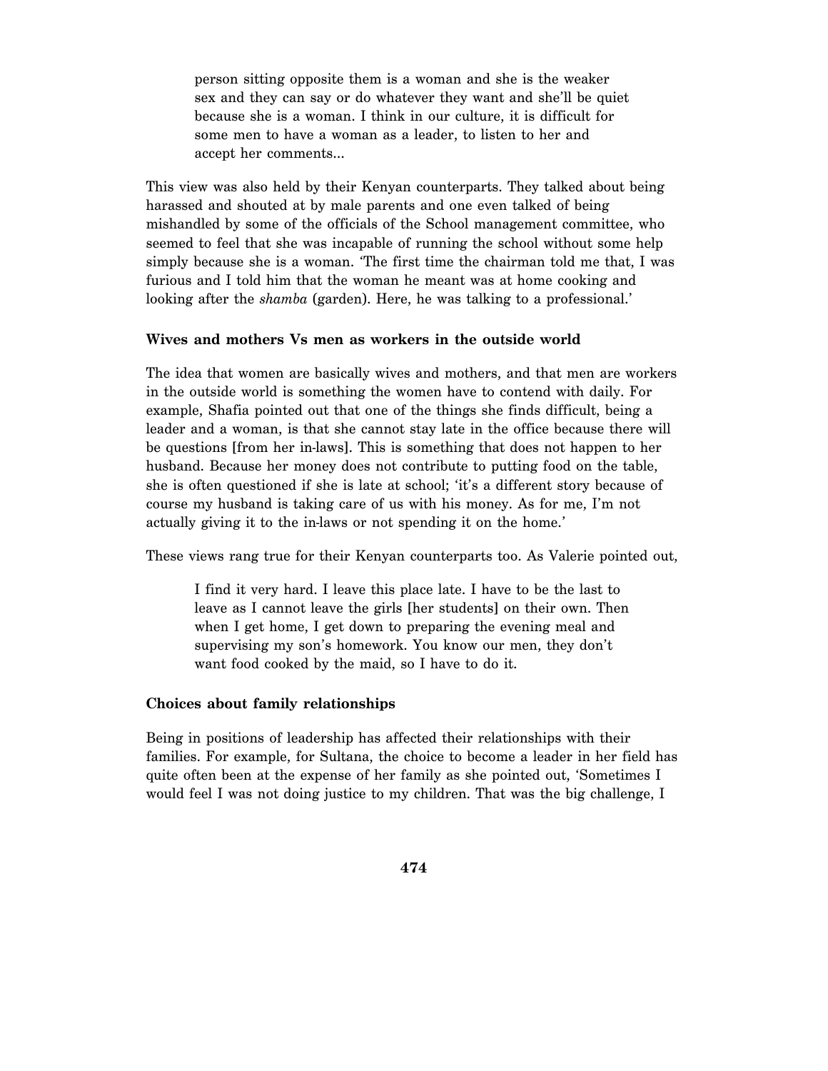> person sitting opposite them is a woman and she is the weaker sex and they can say or do whatever they want and she'll be quiet because she is a woman. I think in our culture, it is difficult for some men to have a woman as a leader, to listen to her and accept her comments...

This view was also held by their Kenyan counterparts. They talked about being harassed and shouted at by male parents and one even talked of being mishandled by some of the officials of the School management committee, who seemed to feel that she was incapable of running the school without some help simply because she is a woman. 'The first time the chairman told me that, I was furious and I told him that the woman he meant was at home cooking and looking after the *shamba* (garden). Here, he was talking to a professional.'

### Wives and mothers Vs men as workers in the outside world

The idea that women are basically wives and mothers, and that men are workers in the outside world is something the women have to contend with daily. For example, Shafia pointed out that one of the things she finds difficult, being a leader and a woman, is that she cannot stay late in the office because there will be questions [from her in-laws]. This is something that does not happen to her husband. Because her money does not contribute to putting food on the table, she is often questioned if she is late at school; 'it's a different story because of course my husband is taking care of us with his money. As for me, I'm not actually giving it to the in-laws or not spending it on the home.'

These views rang true for their Kenyan counterparts too. As Valerie pointed out,

> I find it very hard. I leave this place late. I have to be the last to leave as I cannot leave the girls [her students] on their own. Then when I get home, I get down to preparing the evening meal and supervising my son's homework. You know our men, they don't want food cooked by the maid, so I have to do it.

### Choices about family relationships

Being in positions of leadership has affected their relationships with their families. For example, for Sultana, the choice to become a leader in her field has quite often been at the expense of her family as she pointed out, 'Sometimes I would feel I was not doing justice to my children. That was the big challenge, I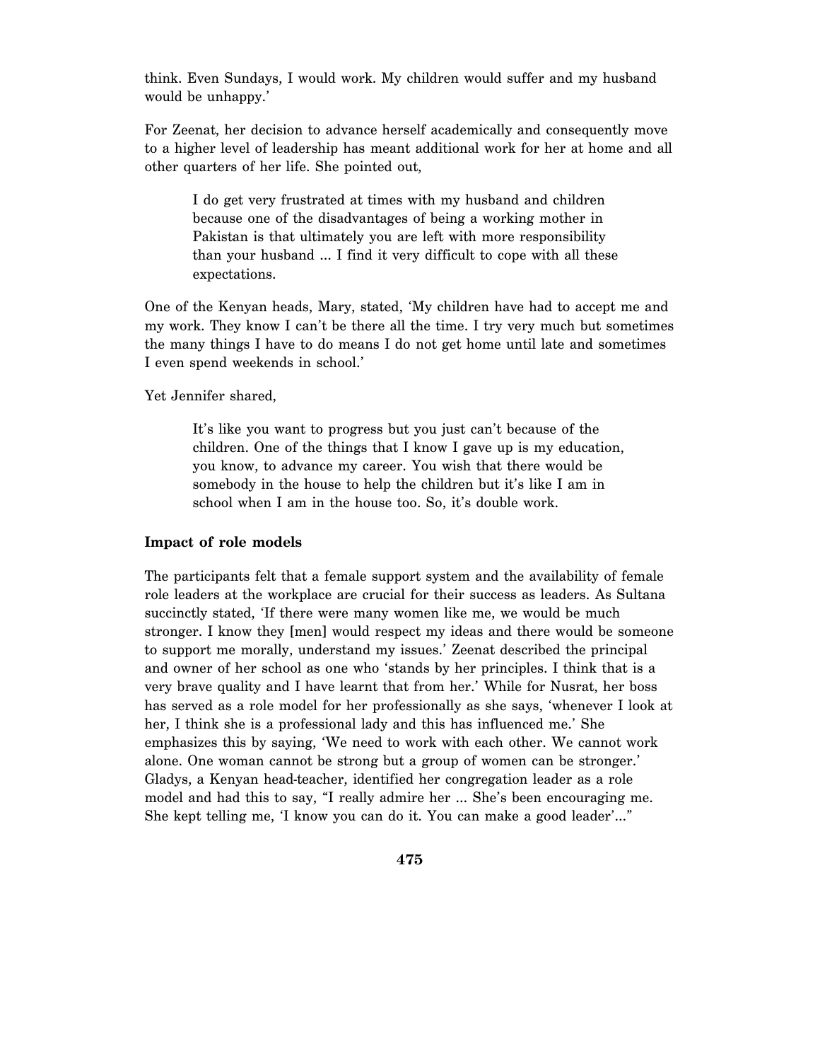think. Even Sundays, I would work. My children would suffer and my husband would be unhappy.'

For Zeenat, her decision to advance herself academically and consequently move to a higher level of leadership has meant additional work for her at home and all other quarters of her life. She pointed out,

> I do get very frustrated at times with my husband and children because one of the disadvantages of being a working mother in Pakistan is that ultimately you are left with more responsibility than your husband ... I find it very difficult to cope with all these expectations.

One of the Kenyan heads, Mary, stated, 'My children have had to accept me and my work. They know I can't be there all the time. I try very much but sometimes the many things I have to do means I do not get home until late and sometimes I even spend weekends in school.'

Yet Jennifer shared,

> It's like you want to progress but you just can't because of the children. One of the things that I know I gave up is my education, you know, to advance my career. You wish that there would be somebody in the house to help the children but it's like I am in school when I am in the house too. So, it's double work.

### Impact of role models

The participants felt that a female support system and the availability of female role leaders at the workplace are crucial for their success as leaders. As Sultana succinctly stated, 'If there were many women like me, we would be much stronger. I know they [men] would respect my ideas and there would be someone to support me morally, understand my issues.' Zeenat described the principal and owner of her school as one who 'stands by her principles. I think that is a very brave quality and I have learnt that from her.' While for Nusrat, her boss has served as a role model for her professionally as she says, 'whenever I look at her, I think she is a professional lady and this has influenced me.' She emphasizes this by saying, 'We need to work with each other. We cannot work alone. One woman cannot be strong but a group of women can be stronger.' Gladys, a Kenyan head-teacher, identified her congregation leader as a role model and had this to say, "I really admire her ... She's been encouraging me. She kept telling me, 'I know you can do it. You can make a good leader'..."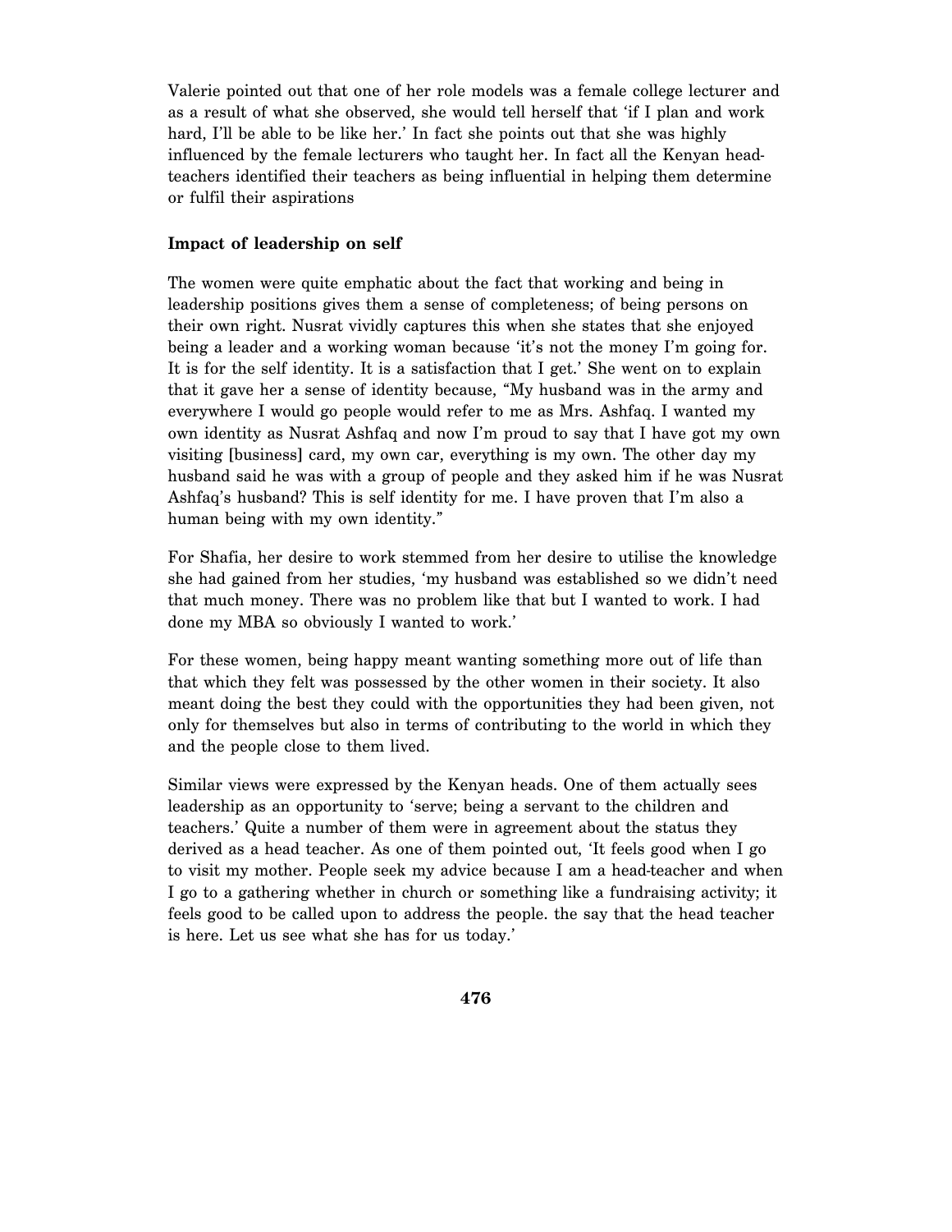Valerie pointed out that one of her role models was a female college lecturer and as a result of what she observed, she would tell herself that 'if I plan and work hard, I'll be able to be like her.' In fact she points out that she was highly influenced by the female lecturers who taught her. In fact all the Kenyan head-teachers identified their teachers as being influential in helping them determine or fulfil their aspirations

**Impact of leadership on self**

The women were quite emphatic about the fact that working and being in leadership positions gives them a sense of completeness; of being persons on their own right. Nusrat vividly captures this when she states that she enjoyed being a leader and a working woman because 'it's not the money I'm going for. It is for the self identity. It is a satisfaction that I get.' She went on to explain that it gave her a sense of identity because, "My husband was in the army and everywhere I would go people would refer to me as Mrs. Ashfaq. I wanted my own identity as Nusrat Ashfaq and now I'm proud to say that I have got my own visiting [business] card, my own car, everything is my own. The other day my husband said he was with a group of people and they asked him if he was Nusrat Ashfaq's husband? This is self identity for me. I have proven that I'm also a human being with my own identity."

For Shafia, her desire to work stemmed from her desire to utilise the knowledge she had gained from her studies, 'my husband was established so we didn't need that much money. There was no problem like that but I wanted to work. I had done my MBA so obviously I wanted to work.'

For these women, being happy meant wanting something more out of life than that which they felt was possessed by the other women in their society. It also meant doing the best they could with the opportunities they had been given, not only for themselves but also in terms of contributing to the world in which they and the people close to them lived.

Similar views were expressed by the Kenyan heads. One of them actually sees leadership as an opportunity to 'serve; being a servant to the children and teachers.' Quite a number of them were in agreement about the status they derived as a head teacher. As one of them pointed out, 'It feels good when I go to visit my mother. People seek my advice because I am a head-teacher and when I go to a gathering whether in church or something like a fundraising activity; it feels good to be called upon to address the people. the say that the head teacher is here. Let us see what she has for us today.'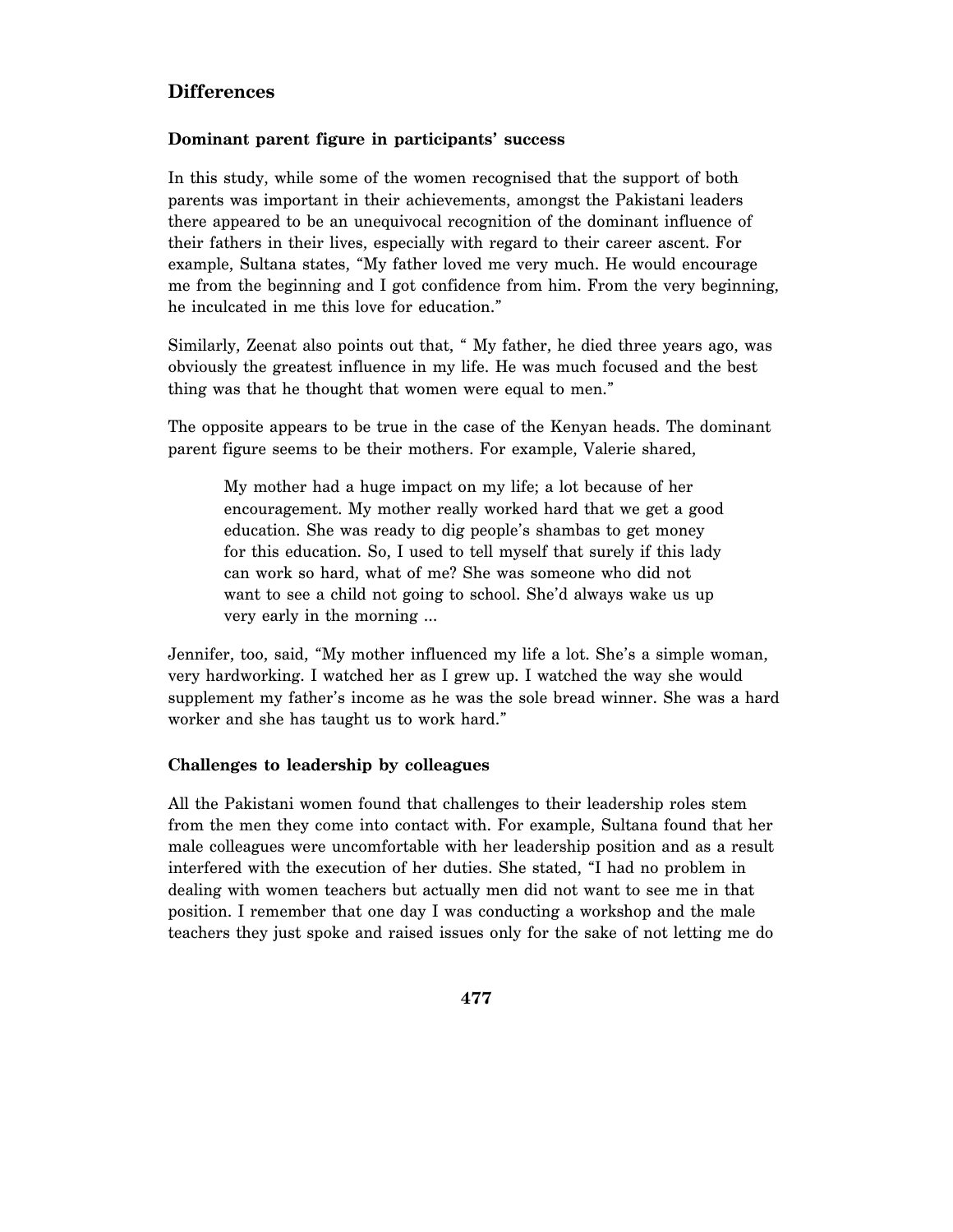## Differences

### Dominant parent figure in participants' success

In this study, while some of the women recognised that the support of both parents was important in their achievements, amongst the Pakistani leaders there appeared to be an unequivocal recognition of the dominant influence of their fathers in their lives, especially with regard to their career ascent. For example, Sultana states, "My father loved me very much. He would encourage me from the beginning and I got confidence from him. From the very beginning, he inculcated in me this love for education."

Similarly, Zeenat also points out that, " My father, he died three years ago, was obviously the greatest influence in my life. He was much focused and the best thing was that he thought that women were equal to men."

The opposite appears to be true in the case of the Kenyan heads. The dominant parent figure seems to be their mothers. For example, Valerie shared,

> My mother had a huge impact on my life; a lot because of her encouragement. My mother really worked hard that we get a good education. She was ready to dig people's shambas to get money for this education. So, I used to tell myself that surely if this lady can work so hard, what of me? She was someone who did not want to see a child not going to school. She'd always wake us up very early in the morning ...

Jennifer, too, said, "My mother influenced my life a lot. She's a simple woman, very hardworking. I watched her as I grew up. I watched the way she would supplement my father's income as he was the sole bread winner. She was a hard worker and she has taught us to work hard."

### Challenges to leadership by colleagues

All the Pakistani women found that challenges to their leadership roles stem from the men they come into contact with. For example, Sultana found that her male colleagues were uncomfortable with her leadership position and as a result interfered with the execution of her duties. She stated, "I had no problem in dealing with women teachers but actually men did not want to see me in that position. I remember that one day I was conducting a workshop and the male teachers they just spoke and raised issues only for the sake of not letting me do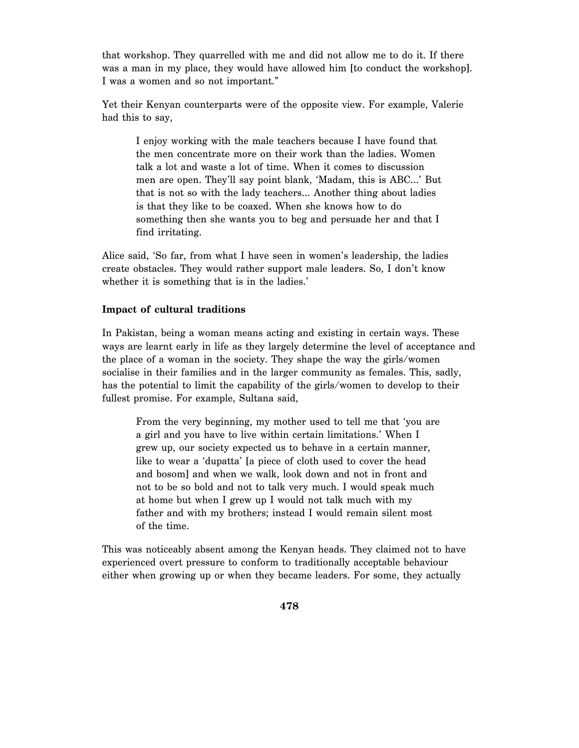that workshop. They quarrelled with me and did not allow me to do it. If there was a man in my place, they would have allowed him [to conduct the workshop]. I was a women and so not important."

Yet their Kenyan counterparts were of the opposite view. For example, Valerie had this to say,

> I enjoy working with the male teachers because I have found that the men concentrate more on their work than the ladies. Women talk a lot and waste a lot of time. When it comes to discussion men are open. They'll say point blank, 'Madam, this is ABC...' But that is not so with the lady teachers... Another thing about ladies is that they like to be coaxed. When she knows how to do something then she wants you to beg and persuade her and that I find irritating.

Alice said, 'So far, from what I have seen in women's leadership, the ladies create obstacles. They would rather support male leaders. So, I don't know whether it is something that is in the ladies.'

**Impact of cultural traditions**

In Pakistan, being a woman means acting and existing in certain ways. These ways are learnt early in life as they largely determine the level of acceptance and the place of a woman in the society. They shape the way the girls/women socialise in their families and in the larger community as females. This, sadly, has the potential to limit the capability of the girls/women to develop to their fullest promise. For example, Sultana said,

> From the very beginning, my mother used to tell me that 'you are a girl and you have to live within certain limitations.' When I grew up, our society expected us to behave in a certain manner, like to wear a 'dupatta' [a piece of cloth used to cover the head and bosom] and when we walk, look down and not in front and not to be so bold and not to talk very much. I would speak much at home but when I grew up I would not talk much with my father and with my brothers; instead I would remain silent most of the time.

This was noticeably absent among the Kenyan heads. They claimed not to have experienced overt pressure to conform to traditionally acceptable behaviour either when growing up or when they became leaders. For some, they actually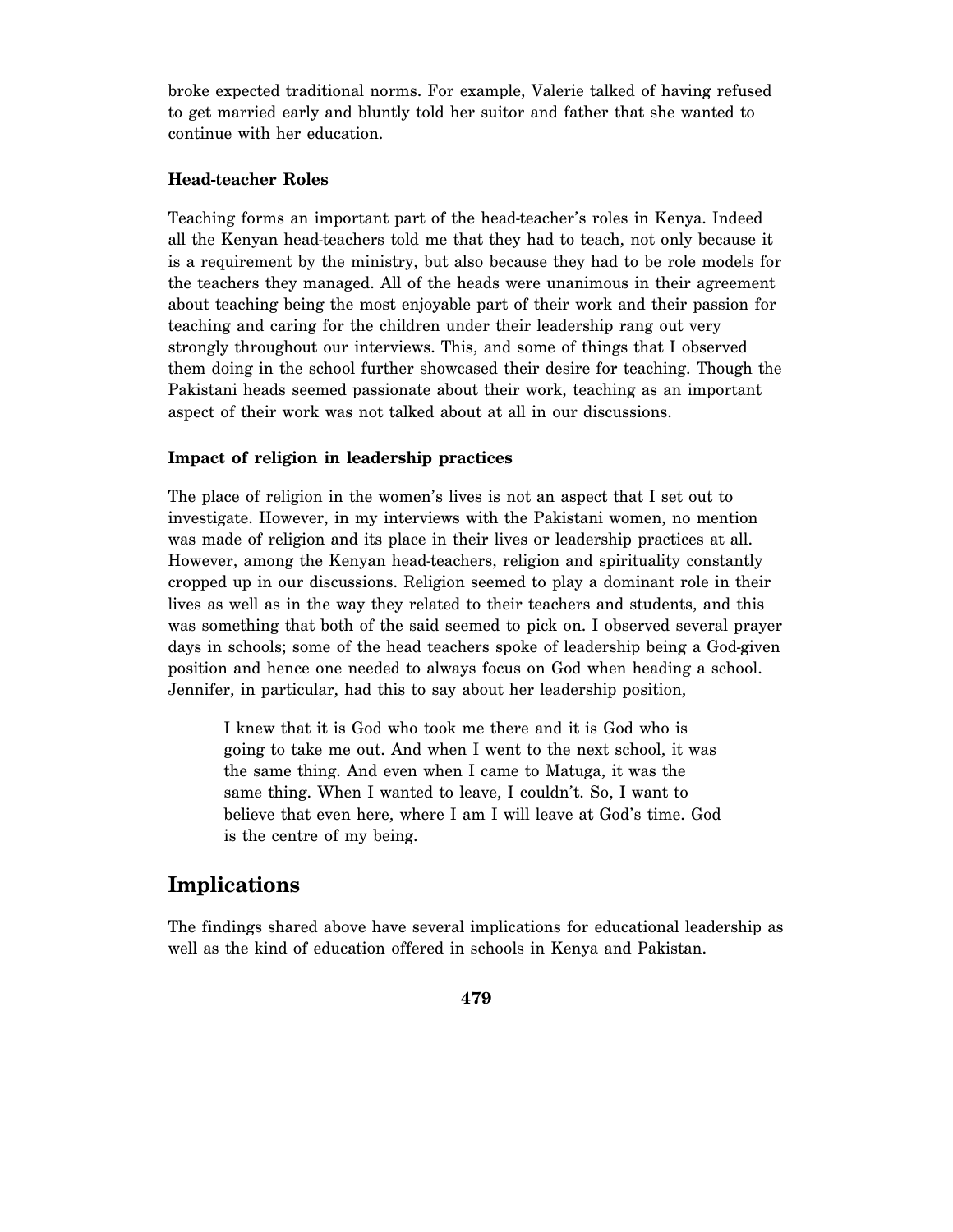broke expected traditional norms. For example, Valerie talked of having refused to get married early and bluntly told her suitor and father that she wanted to continue with her education.

### Head-teacher Roles

Teaching forms an important part of the head-teacher's roles in Kenya. Indeed all the Kenyan head-teachers told me that they had to teach, not only because it is a requirement by the ministry, but also because they had to be role models for the teachers they managed. All of the heads were unanimous in their agreement about teaching being the most enjoyable part of their work and their passion for teaching and caring for the children under their leadership rang out very strongly throughout our interviews. This, and some of things that I observed them doing in the school further showcased their desire for teaching. Though the Pakistani heads seemed passionate about their work, teaching as an important aspect of their work was not talked about at all in our discussions.

### Impact of religion in leadership practices

The place of religion in the women's lives is not an aspect that I set out to investigate. However, in my interviews with the Pakistani women, no mention was made of religion and its place in their lives or leadership practices at all. However, among the Kenyan head-teachers, religion and spirituality constantly cropped up in our discussions. Religion seemed to play a dominant role in their lives as well as in the way they related to their teachers and students, and this was something that both of the said seemed to pick on. I observed several prayer days in schools; some of the head teachers spoke of leadership being a God-given position and hence one needed to always focus on God when heading a school. Jennifer, in particular, had this to say about her leadership position,

> I knew that it is God who took me there and it is God who is going to take me out. And when I went to the next school, it was the same thing. And even when I came to Matuga, it was the same thing. When I wanted to leave, I couldn't. So, I want to believe that even here, where I am I will leave at God's time. God is the centre of my being.

## Implications

The findings shared above have several implications for educational leadership as well as the kind of education offered in schools in Kenya and Pakistan.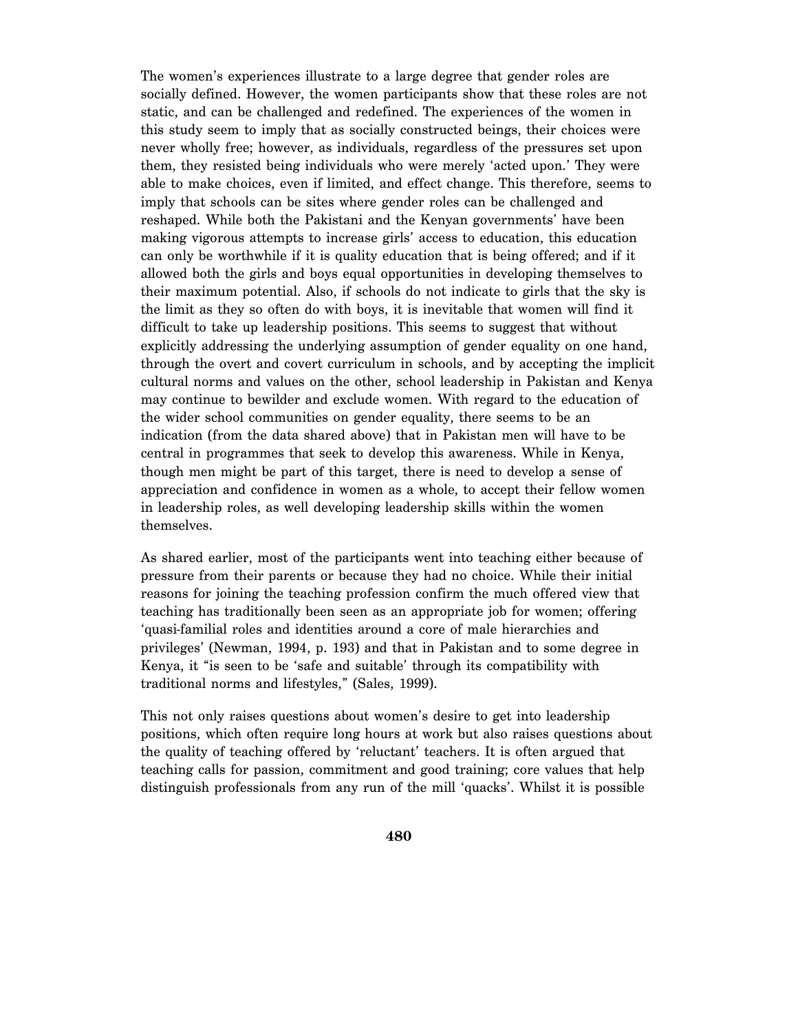The women's experiences illustrate to a large degree that gender roles are socially defined. However, the women participants show that these roles are not static, and can be challenged and redefined. The experiences of the women in this study seem to imply that as socially constructed beings, their choices were never wholly free; however, as individuals, regardless of the pressures set upon them, they resisted being individuals who were merely 'acted upon.' They were able to make choices, even if limited, and effect change. This therefore, seems to imply that schools can be sites where gender roles can be challenged and reshaped. While both the Pakistani and the Kenyan governments' have been making vigorous attempts to increase girls' access to education, this education can only be worthwhile if it is quality education that is being offered; and if it allowed both the girls and boys equal opportunities in developing themselves to their maximum potential. Also, if schools do not indicate to girls that the sky is the limit as they so often do with boys, it is inevitable that women will find it difficult to take up leadership positions. This seems to suggest that without explicitly addressing the underlying assumption of gender equality on one hand, through the overt and covert curriculum in schools, and by accepting the implicit cultural norms and values on the other, school leadership in Pakistan and Kenya may continue to bewilder and exclude women. With regard to the education of the wider school communities on gender equality, there seems to be an indication (from the data shared above) that in Pakistan men will have to be central in programmes that seek to develop this awareness. While in Kenya, though men might be part of this target, there is need to develop a sense of appreciation and confidence in women as a whole, to accept their fellow women in leadership roles, as well developing leadership skills within the women themselves.

As shared earlier, most of the participants went into teaching either because of pressure from their parents or because they had no choice. While their initial reasons for joining the teaching profession confirm the much offered view that teaching has traditionally been seen as an appropriate job for women; offering 'quasi-familial roles and identities around a core of male hierarchies and privileges' (Newman, 1994, p. 193) and that in Pakistan and to some degree in Kenya, it "is seen to be 'safe and suitable' through its compatibility with traditional norms and lifestyles," (Sales, 1999).

This not only raises questions about women's desire to get into leadership positions, which often require long hours at work but also raises questions about the quality of teaching offered by 'reluctant' teachers. It is often argued that teaching calls for passion, commitment and good training; core values that help distinguish professionals from any run of the mill 'quacks'. Whilst it is possible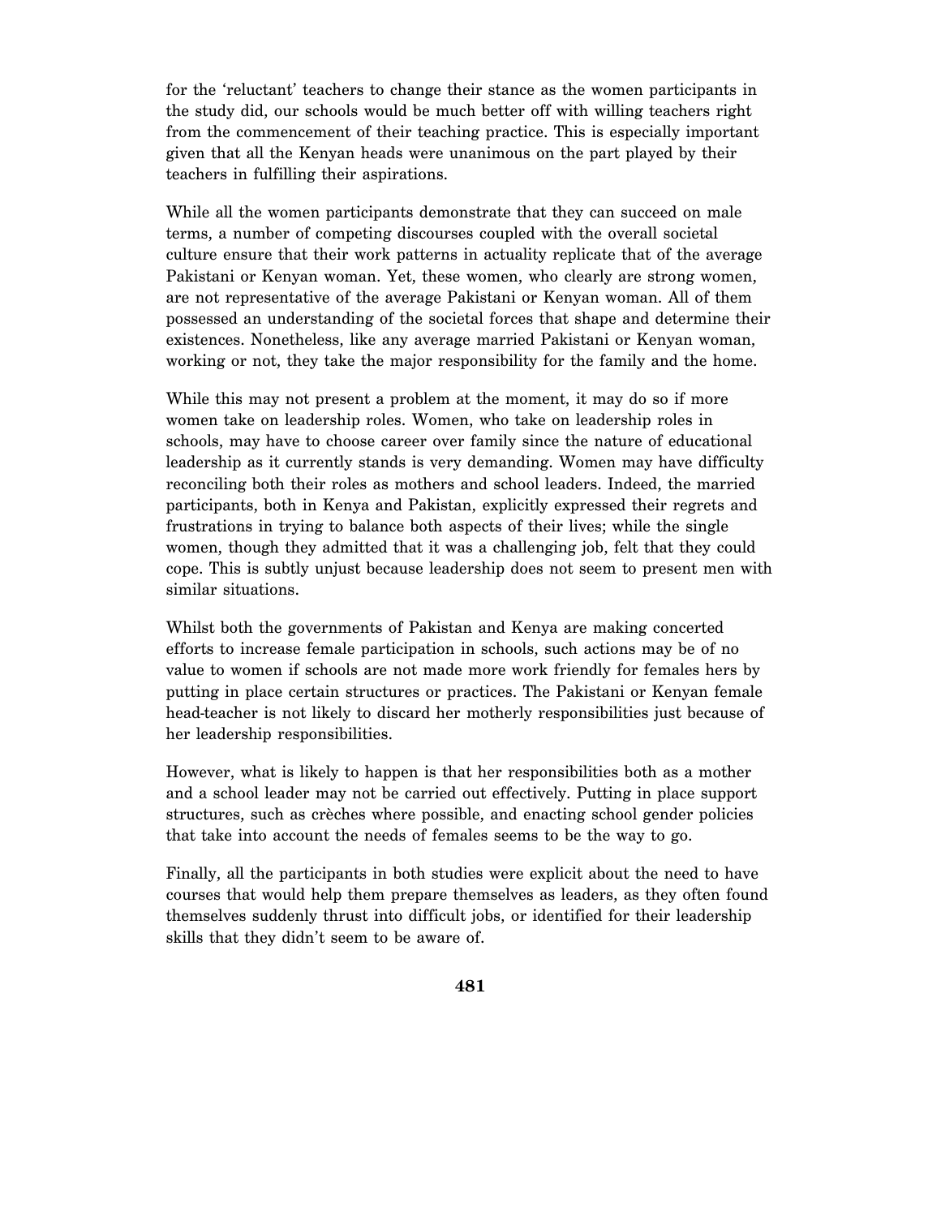for the 'reluctant' teachers to change their stance as the women participants in the study did, our schools would be much better off with willing teachers right from the commencement of their teaching practice. This is especially important given that all the Kenyan heads were unanimous on the part played by their teachers in fulfilling their aspirations.

While all the women participants demonstrate that they can succeed on male terms, a number of competing discourses coupled with the overall societal culture ensure that their work patterns in actuality replicate that of the average Pakistani or Kenyan woman. Yet, these women, who clearly are strong women, are not representative of the average Pakistani or Kenyan woman. All of them possessed an understanding of the societal forces that shape and determine their existences. Nonetheless, like any average married Pakistani or Kenyan woman, working or not, they take the major responsibility for the family and the home.

While this may not present a problem at the moment, it may do so if more women take on leadership roles. Women, who take on leadership roles in schools, may have to choose career over family since the nature of educational leadership as it currently stands is very demanding. Women may have difficulty reconciling both their roles as mothers and school leaders. Indeed, the married participants, both in Kenya and Pakistan, explicitly expressed their regrets and frustrations in trying to balance both aspects of their lives; while the single women, though they admitted that it was a challenging job, felt that they could cope. This is subtly unjust because leadership does not seem to present men with similar situations.

Whilst both the governments of Pakistan and Kenya are making concerted efforts to increase female participation in schools, such actions may be of no value to women if schools are not made more work friendly for females hers by putting in place certain structures or practices. The Pakistani or Kenyan female head-teacher is not likely to discard her motherly responsibilities just because of her leadership responsibilities.

However, what is likely to happen is that her responsibilities both as a mother and a school leader may not be carried out effectively. Putting in place support structures, such as crèches where possible, and enacting school gender policies that take into account the needs of females seems to be the way to go.

Finally, all the participants in both studies were explicit about the need to have courses that would help them prepare themselves as leaders, as they often found themselves suddenly thrust into difficult jobs, or identified for their leadership skills that they didn't seem to be aware of.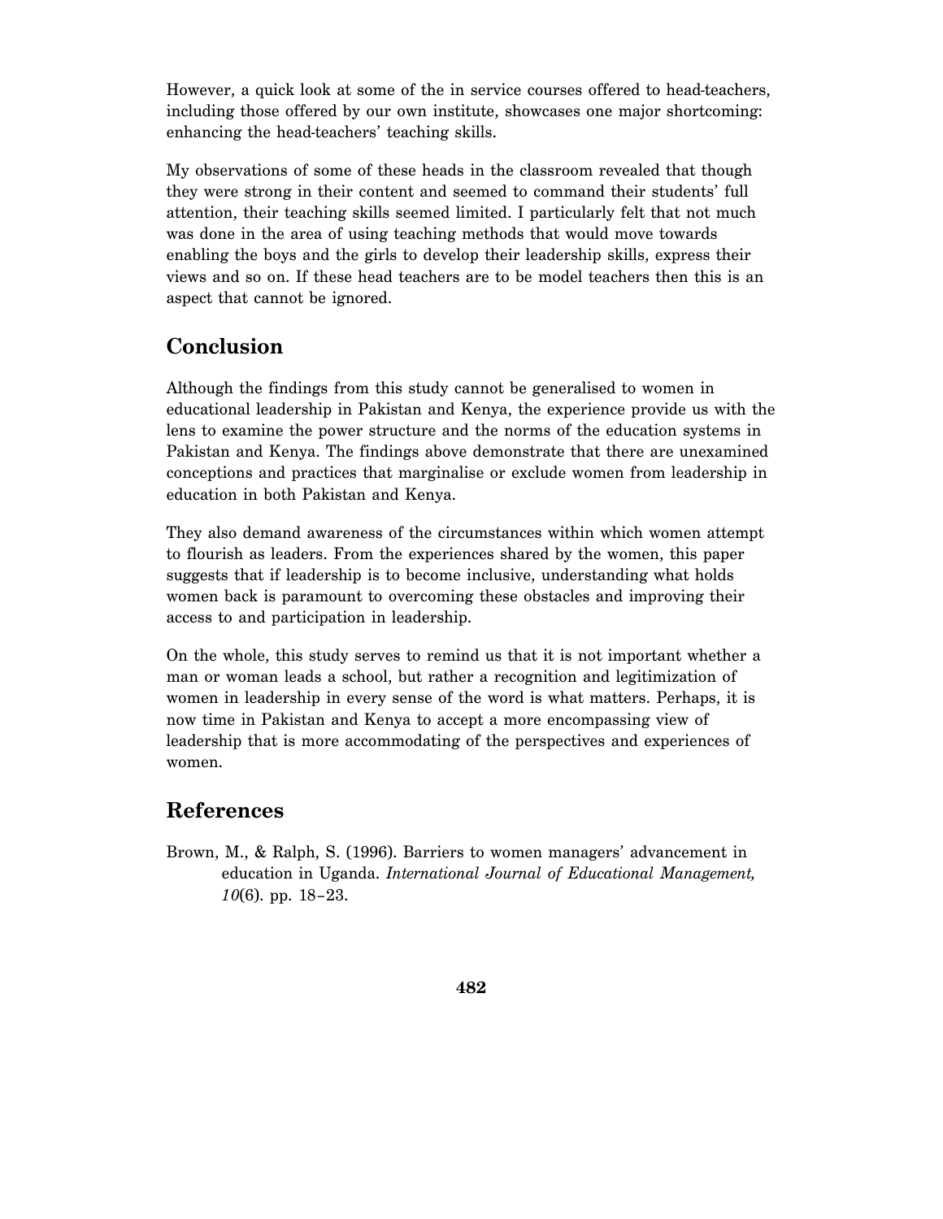However, a quick look at some of the in service courses offered to head-teachers, including those offered by our own institute, showcases one major shortcoming: enhancing the head-teachers' teaching skills.

My observations of some of these heads in the classroom revealed that though they were strong in their content and seemed to command their students' full attention, their teaching skills seemed limited. I particularly felt that not much was done in the area of using teaching methods that would move towards enabling the boys and the girls to develop their leadership skills, express their views and so on. If these head teachers are to be model teachers then this is an aspect that cannot be ignored.

## Conclusion

Although the findings from this study cannot be generalised to women in educational leadership in Pakistan and Kenya, the experience provide us with the lens to examine the power structure and the norms of the education systems in Pakistan and Kenya. The findings above demonstrate that there are unexamined conceptions and practices that marginalise or exclude women from leadership in education in both Pakistan and Kenya.

They also demand awareness of the circumstances within which women attempt to flourish as leaders. From the experiences shared by the women, this paper suggests that if leadership is to become inclusive, understanding what holds women back is paramount to overcoming these obstacles and improving their access to and participation in leadership.

On the whole, this study serves to remind us that it is not important whether a man or woman leads a school, but rather a recognition and legitimization of women in leadership in every sense of the word is what matters. Perhaps, it is now time in Pakistan and Kenya to accept a more encompassing view of leadership that is more accommodating of the perspectives and experiences of women.

## References

Brown, M., & Ralph, S. (1996). Barriers to women managers' advancement in education in Uganda. *International Journal of Educational Management, 10*(6). pp. 18–23.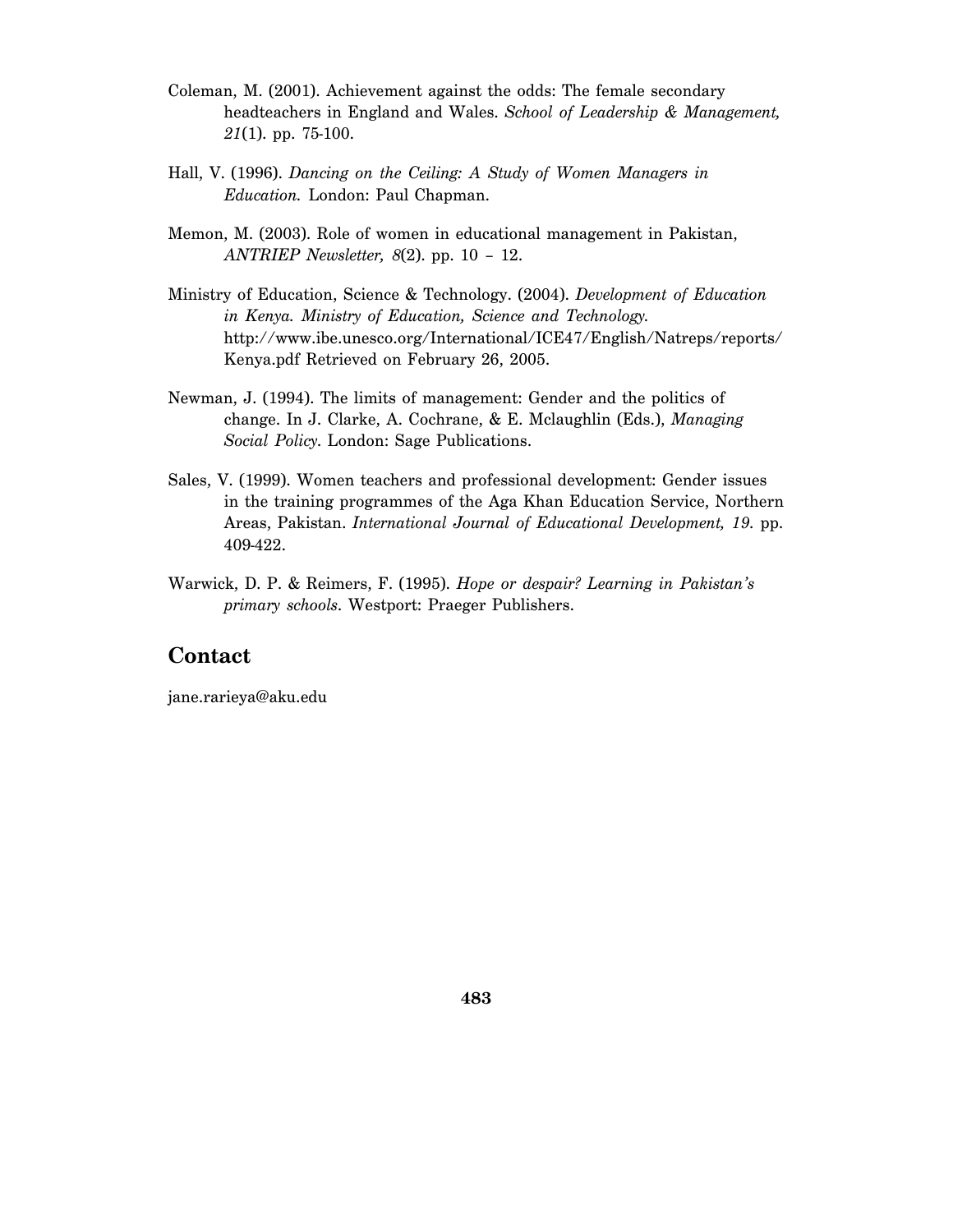Coleman, M. (2001). Achievement against the odds: The female secondary headteachers in England and Wales. *School of Leadership & Management, 21*(1). pp. 75-100.

Hall, V. (1996). *Dancing on the Ceiling: A Study of Women Managers in Education.* London: Paul Chapman.

Memon, M. (2003). Role of women in educational management in Pakistan, *ANTRIEP Newsletter, 8*(2). pp. 10 – 12.

Ministry of Education, Science & Technology. (2004). *Development of Education in Kenya. Ministry of Education, Science and Technology.* http://www.ibe.unesco.org/International/ICE47/English/Natreps/reports/Kenya.pdf Retrieved on February 26, 2005.

Newman, J. (1994). The limits of management: Gender and the politics of change. In J. Clarke, A. Cochrane, & E. Mclaughlin (Eds.), *Managing Social Policy*. London: Sage Publications.

Sales, V. (1999). Women teachers and professional development: Gender issues in the training programmes of the Aga Khan Education Service, Northern Areas, Pakistan. *International Journal of Educational Development, 19*. pp. 409-422.

Warwick, D. P. & Reimers, F. (1995). *Hope or despair? Learning in Pakistan's primary schools*. Westport: Praeger Publishers.

## Contact

jane.rarieya@aku.edu